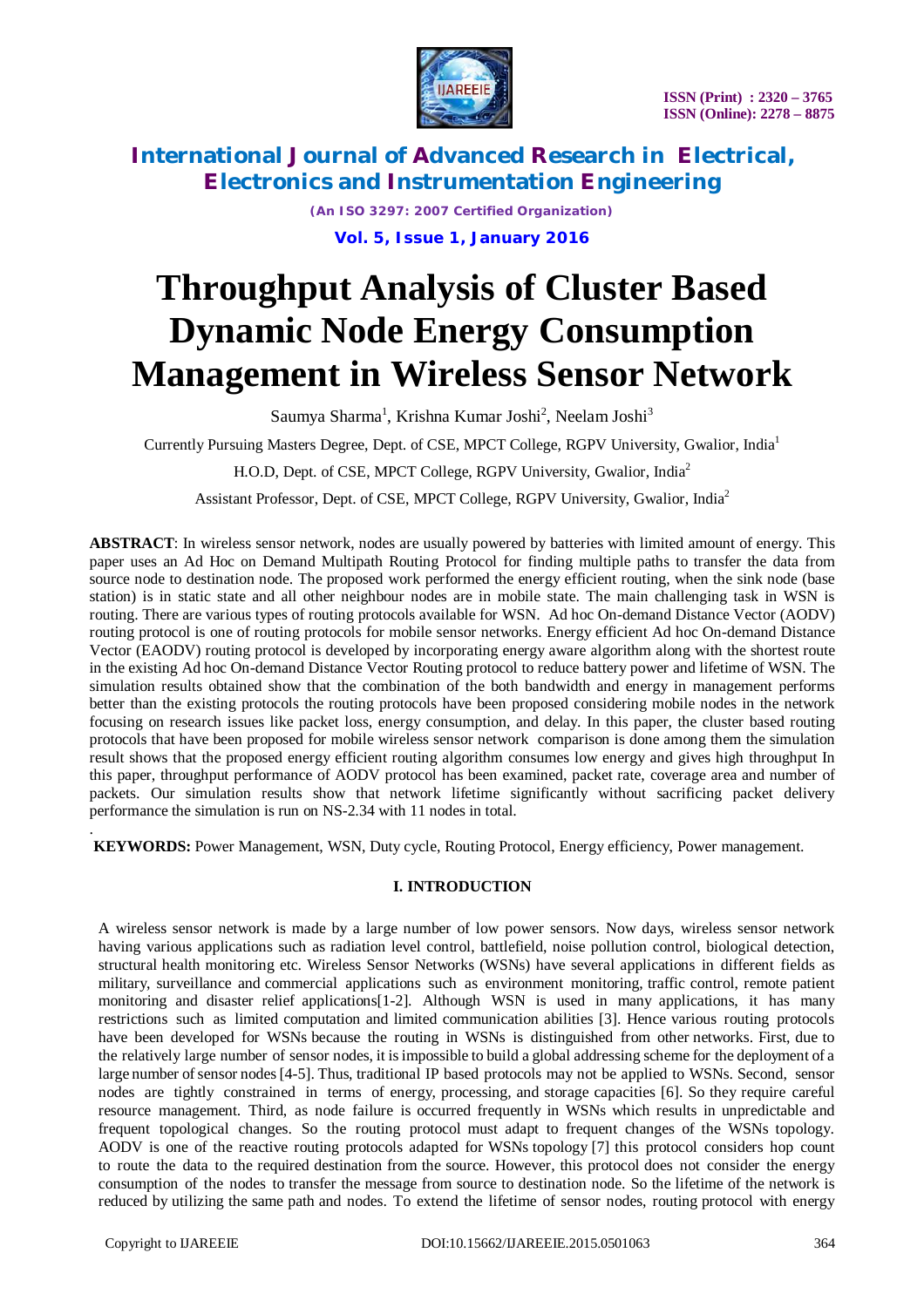# Throughput Analysis of Cluster Based Dynamic Node Energy Consumption Management in Wireless Sensor Network

Saumya Sharma[1], Krishna Kumar Joshi[2], Neelam Joshi[3]

Currently Pursuing Masters Degree, Dept. of CSE, MPCT College, RGPV University, Gwalior, India[1]

H.O.D, Dept. of CSE, MPCT College, RGPV University, Gwalior, India[2]

Assistant Professor, Dept. of CSE, MPCT College, RGPV University, Gwalior, India[2]

**ABSTRACT**: In wireless sensor network, nodes are usually powered by batteries with limited amount of energy. This paper uses an Ad Hoc on Demand Multipath Routing Protocol for finding multiple paths to transfer the data from source node to destination node. The proposed work performed the energy efficient routing, when the sink node (base station) is in static state and all other neighbour nodes are in mobile state. The main challenging task in WSN is routing. There are various types of routing protocols available for WSN. Ad hoc On-demand Distance Vector (AODV) routing protocol is one of routing protocols for mobile sensor networks. Energy efficient Ad hoc On-demand Distance Vector (EAODV) routing protocol is developed by incorporating energy aware algorithm along with the shortest route in the existing Ad hoc On-demand Distance Vector Routing protocol to reduce battery power and lifetime of WSN. The simulation results obtained show that the combination of the both bandwidth and energy in management performs better than the existing protocols the routing protocols have been proposed considering mobile nodes in the network focusing on research issues like packet loss, energy consumption, and delay. In this paper, the cluster based routing protocols that have been proposed for mobile wireless sensor network comparison is done among them the simulation result shows that the proposed energy efficient routing algorithm consumes low energy and gives high throughput In this paper, throughput performance of AODV protocol has been examined, packet rate, coverage area and number of packets. Our simulation results show that network lifetime significantly without sacrificing packet delivery performance the simulation is run on NS-2.34 with 11 nodes in total.

.

**KEYWORDS:** Power Management, WSN, Duty cycle, Routing Protocol, Energy efficiency, Power management.

## I. INTRODUCTION

A wireless sensor network is made by a large number of low power sensors. Now days, wireless sensor network having various applications such as radiation level control, battlefield, noise pollution control, biological detection, structural health monitoring etc. Wireless Sensor Networks (WSNs) have several applications in different fields as military, surveillance and commercial applications such as environment monitoring, traffic control, remote patient monitoring and disaster relief applications[1-2]. Although WSN is used in many applications, it has many restrictions such as limited computation and limited communication abilities [3]. Hence various routing protocols have been developed for WSNs because the routing in WSNs is distinguished from other networks. First, due to the relatively large number of sensor nodes, it is impossible to build a global addressing scheme for the deployment of a large number of sensor nodes [4-5]. Thus, traditional IP based protocols may not be applied to WSNs. Second, sensor nodes are tightly constrained in terms of energy, processing, and storage capacities [6]. So they require careful resource management. Third, as node failure is occurred frequently in WSNs which results in unpredictable and frequent topological changes. So the routing protocol must adapt to frequent changes of the WSNs topology. AODV is one of the reactive routing protocols adapted for WSNs topology [7] this protocol considers hop count to route the data to the required destination from the source. However, this protocol does not consider the energy consumption of the nodes to transfer the message from source to destination node. So the lifetime of the network is reduced by utilizing the same path and nodes. To extend the lifetime of sensor nodes, routing protocol with energy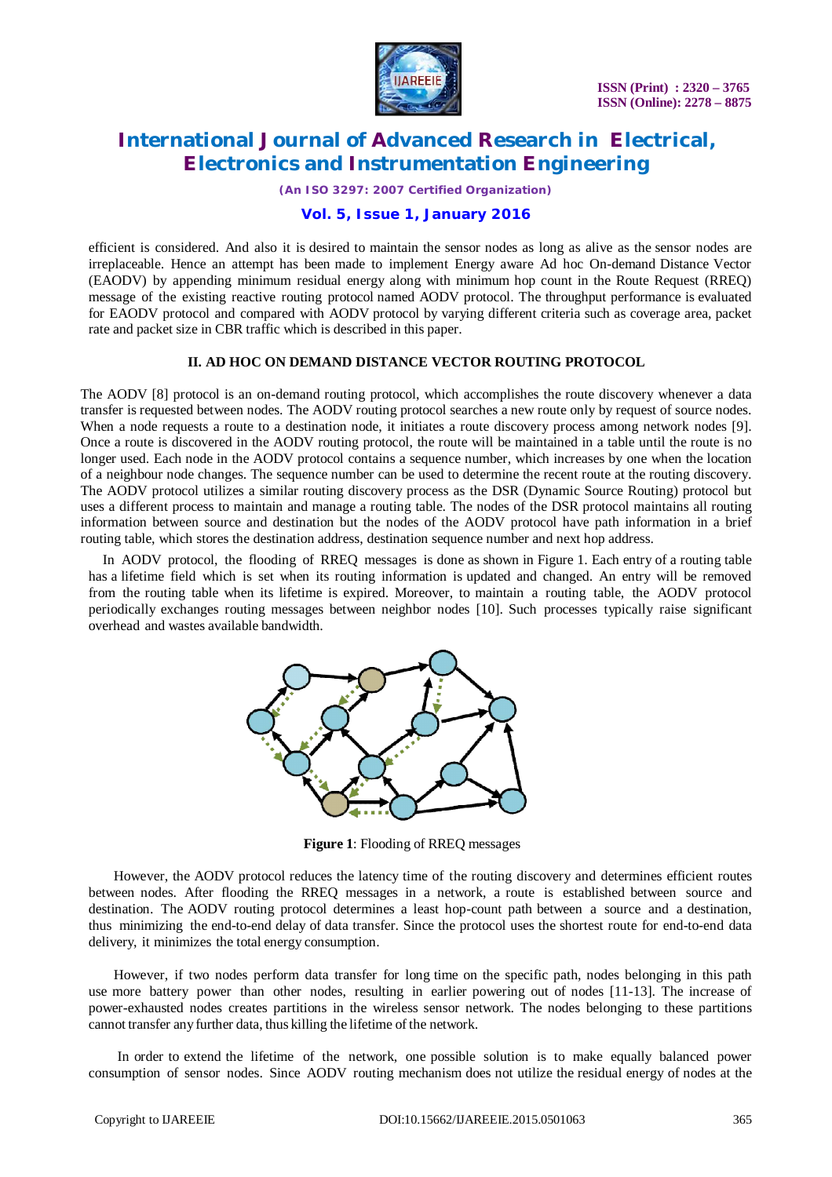efficient is considered. And also it is desired to maintain the sensor nodes as long as alive as the sensor nodes are irreplaceable. Hence an attempt has been made to implement Energy aware Ad hoc On-demand Distance Vector (EAODV) by appending minimum residual energy along with minimum hop count in the Route Request (RREQ) message of the existing reactive routing protocol named AODV protocol. The throughput performance is evaluated for EAODV protocol and compared with AODV protocol by varying different criteria such as coverage area, packet rate and packet size in CBR traffic which is described in this paper.

## II. AD HOC ON DEMAND DISTANCE VECTOR ROUTING PROTOCOL

The AODV [8] protocol is an on-demand routing protocol, which accomplishes the route discovery whenever a data transfer is requested between nodes. The AODV routing protocol searches a new route only by request of source nodes. When a node requests a route to a destination node, it initiates a route discovery process among network nodes [9]. Once a route is discovered in the AODV routing protocol, the route will be maintained in a table until the route is no longer used. Each node in the AODV protocol contains a sequence number, which increases by one when the location of a neighbour node changes. The sequence number can be used to determine the recent route at the routing discovery. The AODV protocol utilizes a similar routing discovery process as the DSR (Dynamic Source Routing) protocol but uses a different process to maintain and manage a routing table. The nodes of the DSR protocol maintains all routing information between source and destination but the nodes of the AODV protocol have path information in a brief routing table, which stores the destination address, destination sequence number and next hop address.

In AODV protocol, the flooding of RREQ messages is done as shown in Figure 1. Each entry of a routing table has a lifetime field which is set when its routing information is updated and changed. An entry will be removed from the routing table when its lifetime is expired. Moreover, to maintain a routing table, the AODV protocol periodically exchanges routing messages between neighbor nodes [10]. Such processes typically raise significant overhead and wastes available bandwidth.

**Figure 1**: Flooding of RREQ messages

However, the AODV protocol reduces the latency time of the routing discovery and determines efficient routes between nodes. After flooding the RREQ messages in a network, a route is established between source and destination. The AODV routing protocol determines a least hop-count path between a source and a destination, thus minimizing the end-to-end delay of data transfer. Since the protocol uses the shortest route for end-to-end data delivery, it minimizes the total energy consumption.

However, if two nodes perform data transfer for long time on the specific path, nodes belonging in this path use more battery power than other nodes, resulting in earlier powering out of nodes [11-13]. The increase of power-exhausted nodes creates partitions in the wireless sensor network. The nodes belonging to these partitions cannot transfer any further data, thus killing the lifetime of the network.

In order to extend the lifetime of the network, one possible solution is to make equally balanced power consumption of sensor nodes. Since AODV routing mechanism does not utilize the residual energy of nodes at the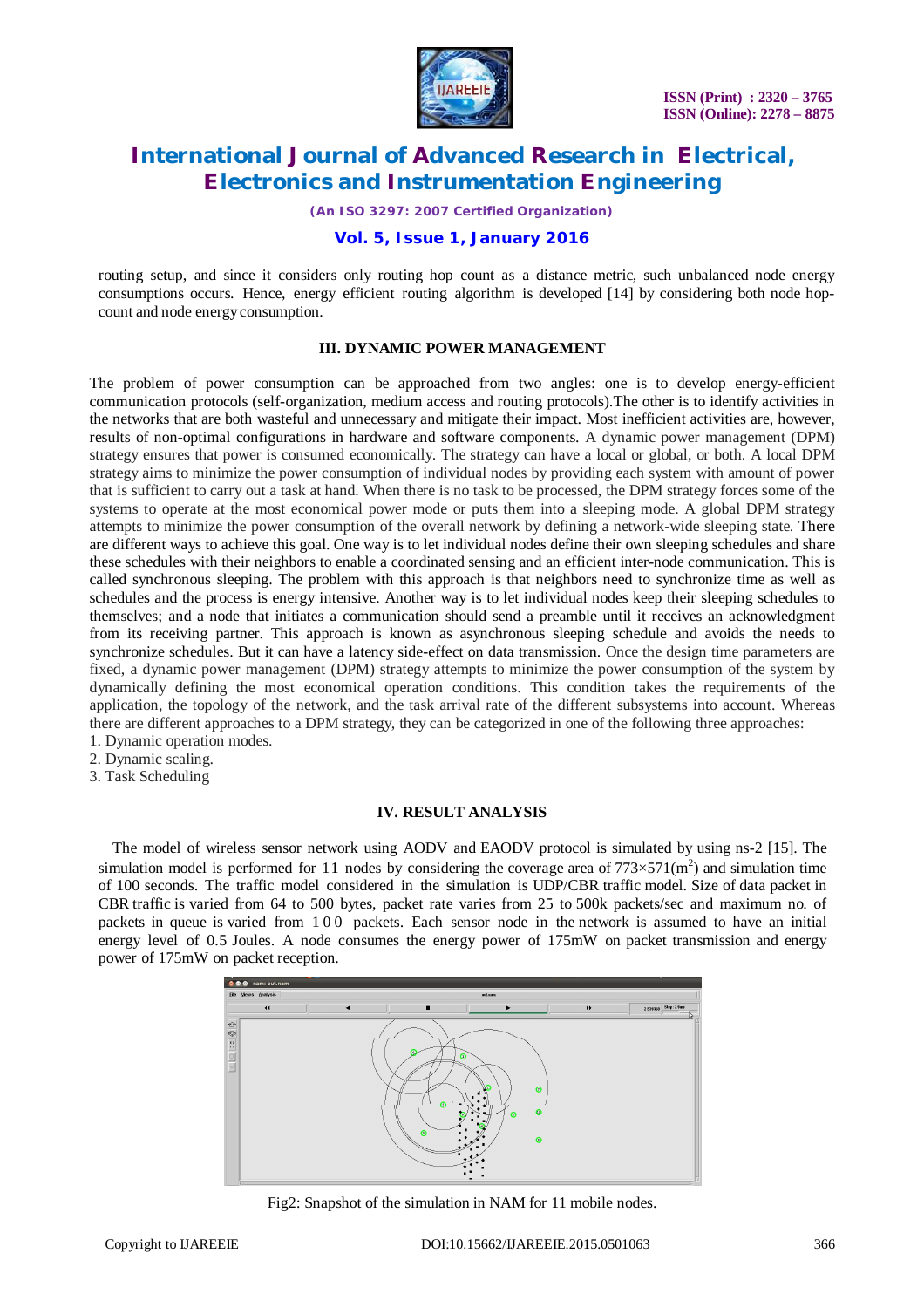routing setup, and since it considers only routing hop count as a distance metric, such unbalanced node energy consumptions occurs. Hence, energy efficient routing algorithm is developed [14] by considering both node hop-count and node energy consumption.

## III. DYNAMIC POWER MANAGEMENT

The problem of power consumption can be approached from two angles: one is to develop energy-efficient communication protocols (self-organization, medium access and routing protocols).The other is to identify activities in the networks that are both wasteful and unnecessary and mitigate their impact. Most inefficient activities are, however, results of non-optimal configurations in hardware and software components. A dynamic power management (DPM) strategy ensures that power is consumed economically. The strategy can have a local or global, or both. A local DPM strategy aims to minimize the power consumption of individual nodes by providing each system with amount of power that is sufficient to carry out a task at hand. When there is no task to be processed, the DPM strategy forces some of the systems to operate at the most economical power mode or puts them into a sleeping mode. A global DPM strategy attempts to minimize the power consumption of the overall network by defining a network-wide sleeping state. There are different ways to achieve this goal. One way is to let individual nodes define their own sleeping schedules and share these schedules with their neighbors to enable a coordinated sensing and an efficient inter-node communication. This is called synchronous sleeping. The problem with this approach is that neighbors need to synchronize time as well as schedules and the process is energy intensive. Another way is to let individual nodes keep their sleeping schedules to themselves; and a node that initiates a communication should send a preamble until it receives an acknowledgment from its receiving partner. This approach is known as asynchronous sleeping schedule and avoids the needs to synchronize schedules. But it can have a latency side-effect on data transmission. Once the design time parameters are fixed, a dynamic power management (DPM) strategy attempts to minimize the power consumption of the system by dynamically defining the most economical operation conditions. This condition takes the requirements of the application, the topology of the network, and the task arrival rate of the different subsystems into account. Whereas there are different approaches to a DPM strategy, they can be categorized in one of the following three approaches:

1. Dynamic operation modes.
2. Dynamic scaling.
3. Task Scheduling

## IV. RESULT ANALYSIS

The model of wireless sensor network using AODV and EAODV protocol is simulated by using ns-2 [15]. The simulation model is performed for 11 nodes by considering the coverage area of 773×571($m^2$) and simulation time of 100 seconds. The traffic model considered in the simulation is UDP/CBR traffic model. Size of data packet in CBR traffic is varied from 64 to 500 bytes, packet rate varies from 25 to 500k packets/sec and maximum no. of packets in queue is varied from 1 0 0 packets. Each sensor node in the network is assumed to have an initial energy level of 0.5 Joules. A node consumes the energy power of 175mW on packet transmission and energy power of 175mW on packet reception.

Fig2: Snapshot of the simulation in NAM for 11 mobile nodes.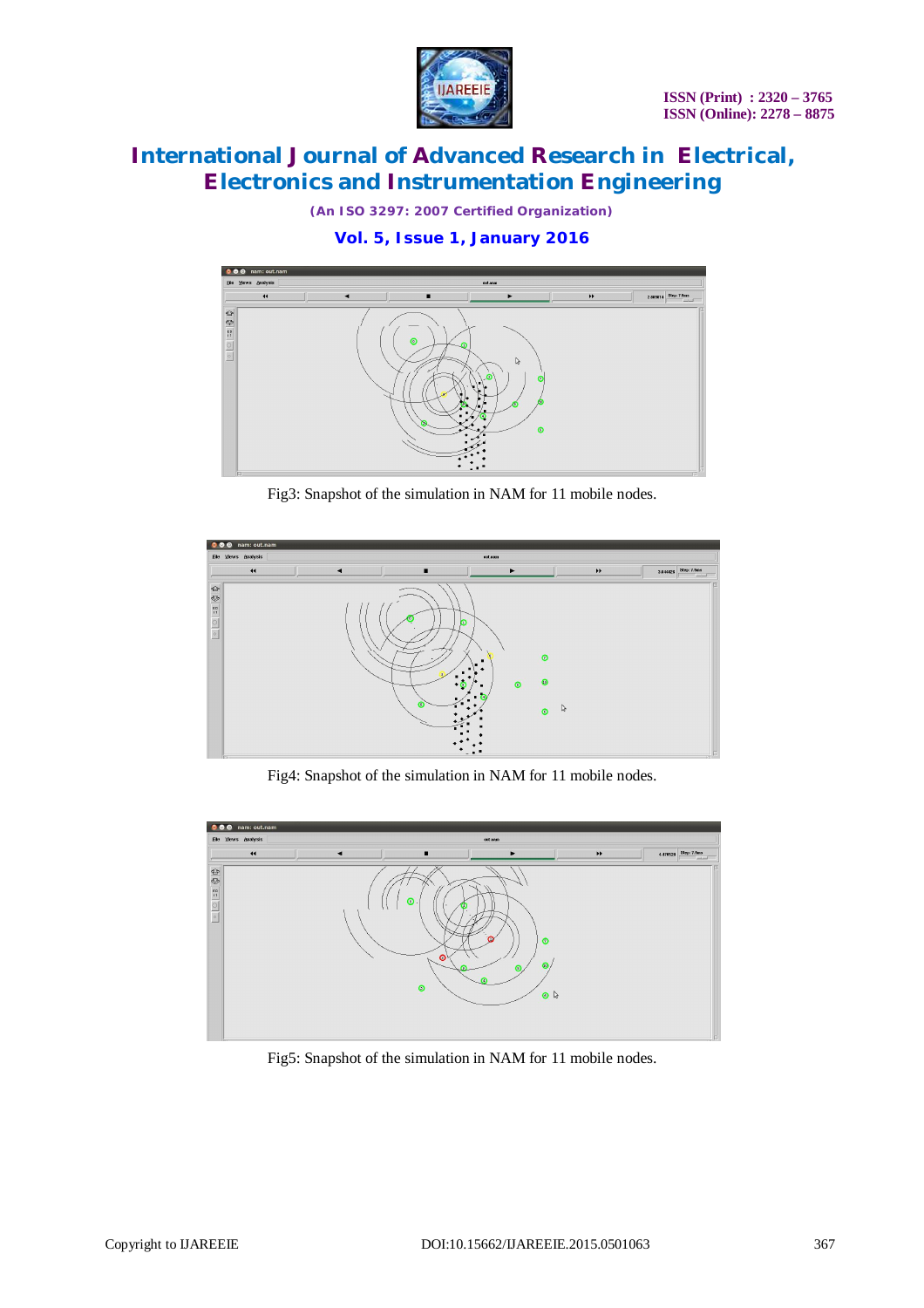Fig3: Snapshot of the simulation in NAM for 11 mobile nodes.

Fig4: Snapshot of the simulation in NAM for 11 mobile nodes.

Fig5: Snapshot of the simulation in NAM for 11 mobile nodes.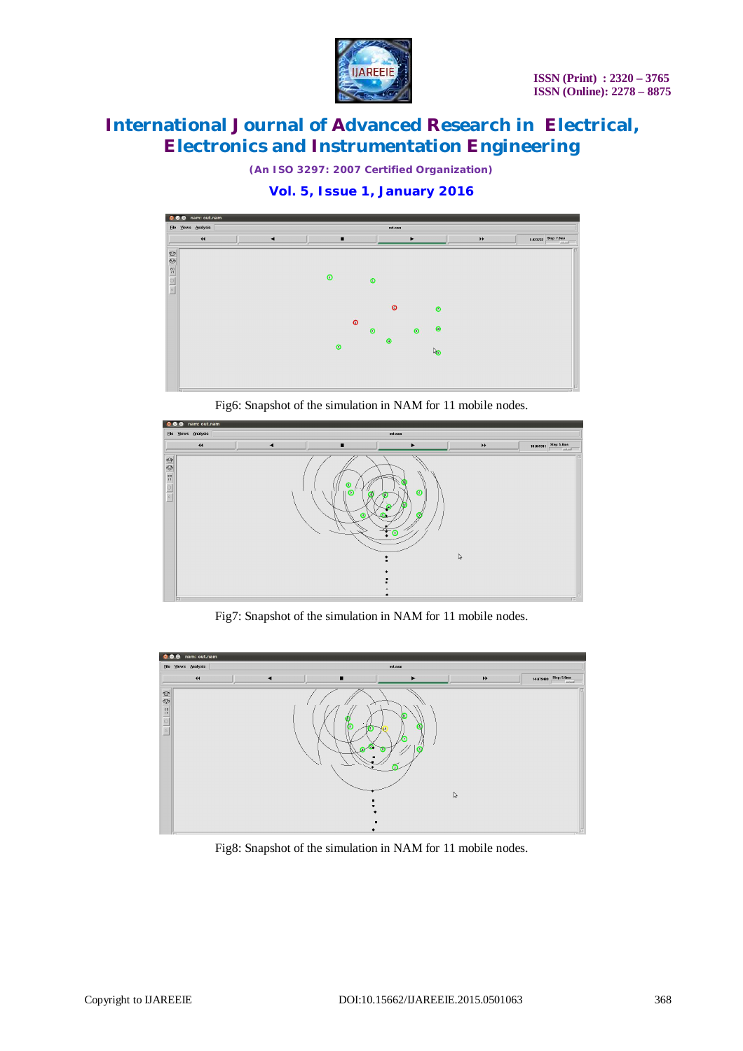Fig6: Snapshot of the simulation in NAM for 11 mobile nodes.

Fig7: Snapshot of the simulation in NAM for 11 mobile nodes.

Fig8: Snapshot of the simulation in NAM for 11 mobile nodes.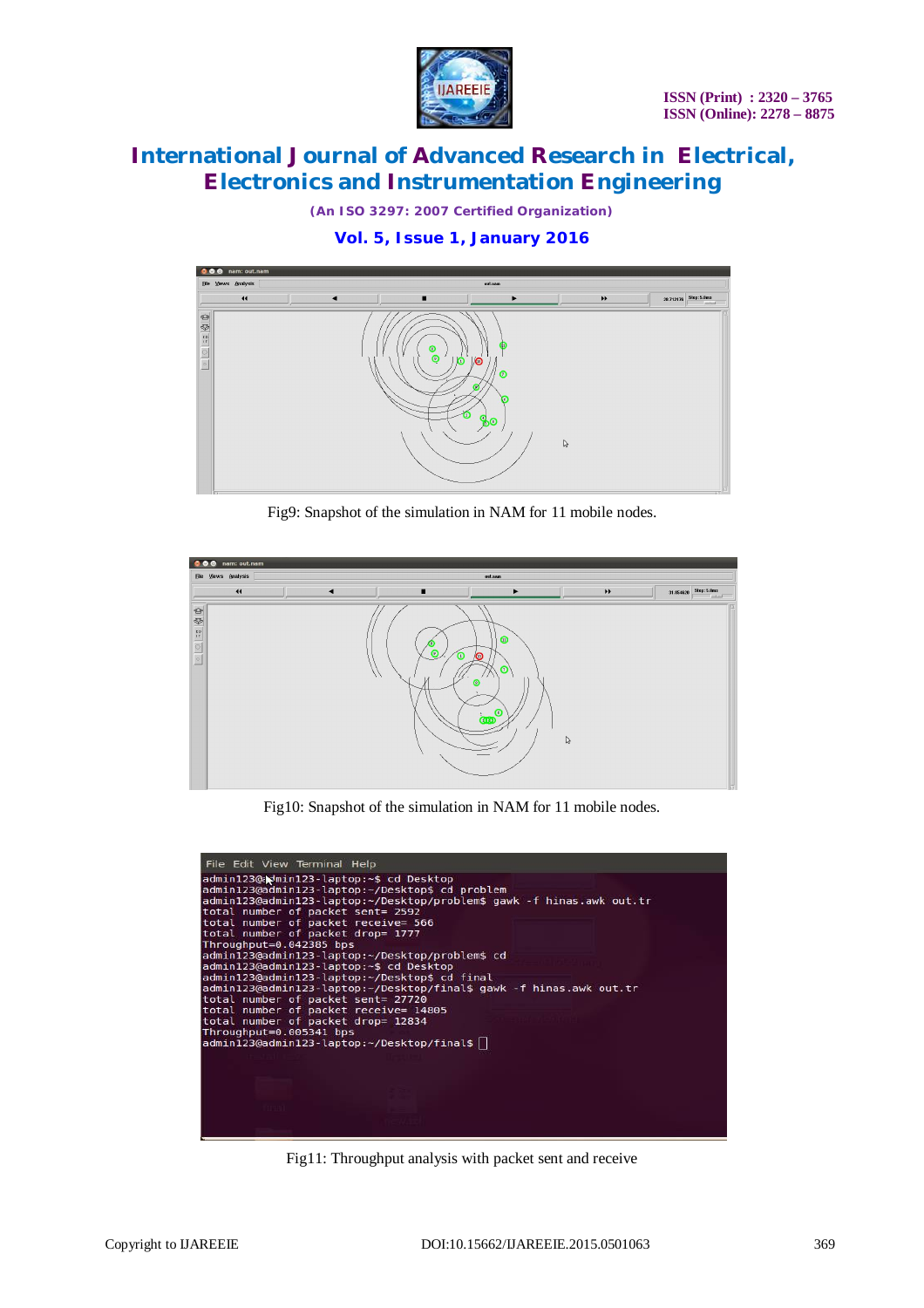Fig9: Snapshot of the simulation in NAM for 11 mobile nodes.

Fig10: Snapshot of the simulation in NAM for 11 mobile nodes.

```
admin123@admin123-laptop:~$ cd Desktop
admin123@admin123-laptop:~/Desktop$ cd problem
admin123@admin123-laptop:~/Desktop/problem$ gawk -f hinas.awk out.tr
total number of packet sent= 2592
total number of packet receive= 566
total number of packet drop= 1777
Throughput=0.042385 bps
admin123@admin123-laptop:~/Desktop/problem$ cd
admin123@admin123-laptop:~$ cd Desktop
admin123@admin123-laptop:~/Desktop$ cd final
admin123@admin123-laptop:~/Desktop/final$ gawk -f hinas.awk out.tr
total number of packet sent= 27720
total number of packet receive= 14805
total number of packet drop= 12834
Throughput=0.605341 bps
admin123@admin123-laptop:~/Desktop/final$
```

Fig11: Throughput analysis with packet sent and receive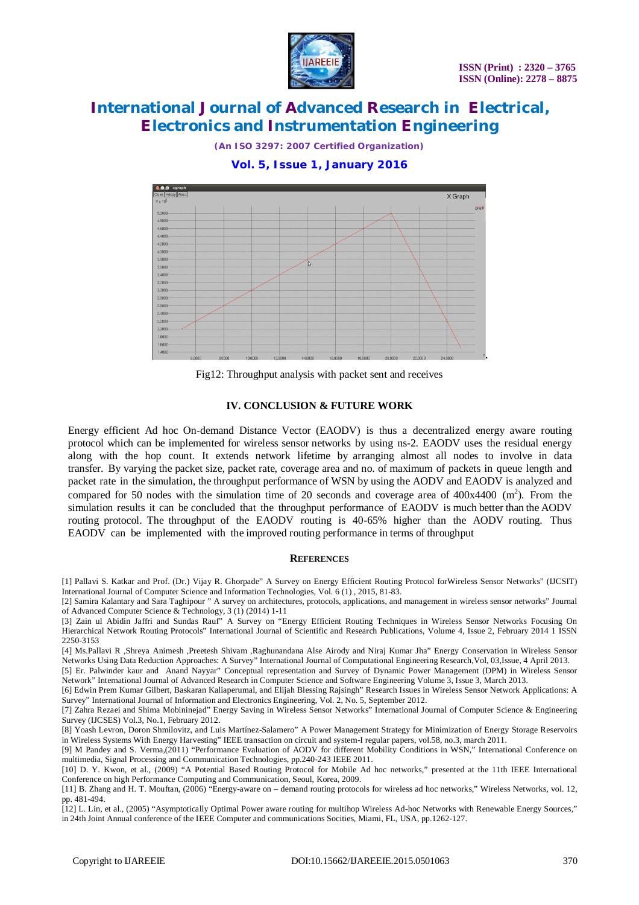Fig12: Throughput analysis with packet sent and receives

## IV. CONCLUSION & FUTURE WORK

Energy efficient Ad hoc On-demand Distance Vector (EAODV) is thus a decentralized energy aware routing protocol which can be implemented for wireless sensor networks by using ns-2. EAODV uses the residual energy along with the hop count. It extends network lifetime by arranging almost all nodes to involve in data transfer. By varying the packet size, packet rate, coverage area and no. of maximum of packets in queue length and packet rate in the simulation, the throughput performance of WSN by using the AODV and EAODV is analyzed and compared for 50 nodes with the simulation time of 20 seconds and coverage area of 400x4400 ($m^2$). From the simulation results it can be concluded that the throughput performance of EAODV is much better than the AODV routing protocol. The throughput of the EAODV routing is 40-65% higher than the AODV routing. Thus EAODV can be implemented with the improved routing performance in terms of throughput

## REFERENCES

[1] Pallavi S. Katkar and Prof. (Dr.) Vijay R. Ghorpade" A Survey on Energy Efficient Routing Protocol forWireless Sensor Networks" (IJCSIT) International Journal of Computer Science and Information Technologies, Vol. 6 (1) , 2015, 81-83.

[2] Samira Kalantary and Sara Taghipour " A survey on architectures, protocols, applications, and management in wireless sensor networks" Journal of Advanced Computer Science & Technology, 3 (1) (2014) 1-11

[3] Zain ul Abidin Jaffri and Sundas Rauf" A Survey on "Energy Efficient Routing Techniques in Wireless Sensor Networks Focusing On Hierarchical Network Routing Protocols" International Journal of Scientific and Research Publications, Volume 4, Issue 2, February 2014 1 ISSN 2250-3153

[4] Ms.Pallavi R ,Shreya Animesh ,Preetesh Shivam ,Raghunandana Alse Airody and Niraj Kumar Jha" Energy Conservation in Wireless Sensor Networks Using Data Reduction Approaches: A Survey" International Journal of Computational Engineering Research,Vol, 03,Issue, 4 April 2013.

[5] Er. Palwinder kaur and Anand Nayyar" Conceptual representation and Survey of Dynamic Power Management (DPM) in Wireless Sensor Network" International Journal of Advanced Research in Computer Science and Software Engineering Volume 3, Issue 3, March 2013.

[6] Edwin Prem Kumar Gilbert, Baskaran Kaliaperumal, and Elijah Blessing Rajsingh" Research Issues in Wireless Sensor Network Applications: A Survey" International Journal of Information and Electronics Engineering, Vol. 2, No. 5, September 2012.

[7] Zahra Rezaei and Shima Mobininejad" Energy Saving in Wireless Sensor Networks" International Journal of Computer Science & Engineering Survey (IJCSES) Vol.3, No.1, February 2012.

[8] Yoash Levron, Doron Shmilovitz, and Luis Martínez-Salamero" A Power Management Strategy for Minimization of Energy Storage Reservoirs in Wireless Systems With Energy Harvesting" IEEE transaction on circuit and system-I regular papers, vol.58, no.3, march 2011.

[9] M Pandey and S. Verma,(2011) "Performance Evaluation of AODV for different Mobility Conditions in WSN," International Conference on multimedia, Signal Processing and Communication Technologies, pp.240-243 IEEE 2011.

[10] D. Y. Kwon, et al., (2009) "A Potential Based Routing Protocol for Mobile Ad hoc networks," presented at the 11th IEEE International Conference on high Performance Computing and Communication, Seoul, Korea, 2009.

[11] B. Zhang and H. T. Mouftan, (2006) "Energy-aware on – demand routing protocols for wireless ad hoc networks," Wireless Networks, vol. 12, pp. 481-494.

[12] L. Lin, et al., (2005) "Asymptotically Optimal Power aware routing for multihop Wireless Ad-hoc Networks with Renewable Energy Sources," in 24th Joint Annual conference of the IEEE Computer and communications Socities, Miami, FL, USA, pp.1262-127.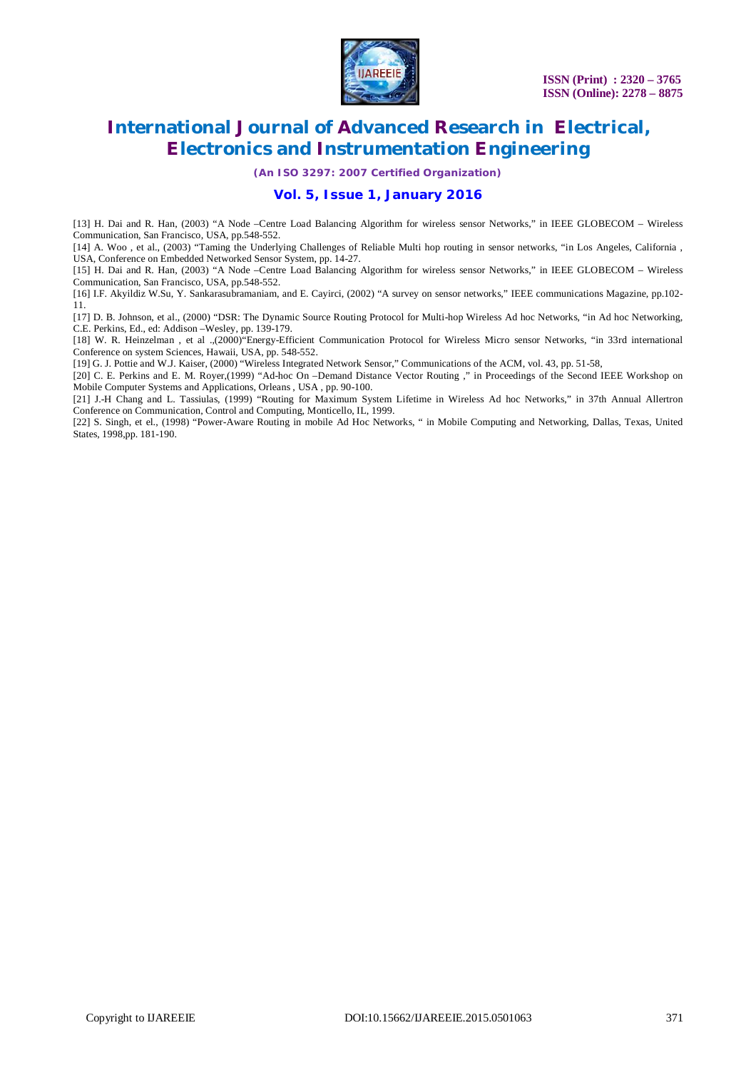[13] H. Dai and R. Han, (2003) "A Node –Centre Load Balancing Algorithm for wireless sensor Networks," in IEEE GLOBECOM – Wireless Communication, San Francisco, USA, pp.548-552.

[14] A. Woo , et al., (2003) "Taming the Underlying Challenges of Reliable Multi hop routing in sensor networks, "in Los Angeles, California , USA, Conference on Embedded Networked Sensor System, pp. 14-27.

[15] H. Dai and R. Han, (2003) "A Node –Centre Load Balancing Algorithm for wireless sensor Networks," in IEEE GLOBECOM – Wireless Communication, San Francisco, USA, pp.548-552.

[16] I.F. Akyildiz W.Su, Y. Sankarasubramaniam, and E. Cayirci, (2002) "A survey on sensor networks," IEEE communications Magazine, pp.102-11.

[17] D. B. Johnson, et al., (2000) "DSR: The Dynamic Source Routing Protocol for Multi-hop Wireless Ad hoc Networks, "in Ad hoc Networking, C.E. Perkins, Ed., ed: Addison –Wesley, pp. 139-179.

[18] W. R. Heinzelman , et al .,(2000)"Energy-Efficient Communication Protocol for Wireless Micro sensor Networks, "in 33rd international Conference on system Sciences, Hawaii, USA, pp. 548-552.

[19] G. J. Pottie and W.J. Kaiser, (2000) "Wireless Integrated Network Sensor," Communications of the ACM, vol. 43, pp. 51-58,

[20] C. E. Perkins and E. M. Royer,(1999) "Ad-hoc On –Demand Distance Vector Routing ," in Proceedings of the Second IEEE Workshop on Mobile Computer Systems and Applications, Orleans , USA , pp. 90-100.

[21] J.-H Chang and L. Tassiulas, (1999) "Routing for Maximum System Lifetime in Wireless Ad hoc Networks," in 37th Annual Allertron Conference on Communication, Control and Computing, Monticello, IL, 1999.

[22] S. Singh, et el., (1998) "Power-Aware Routing in mobile Ad Hoc Networks, " in Mobile Computing and Networking, Dallas, Texas, United States, 1998,pp. 181-190.